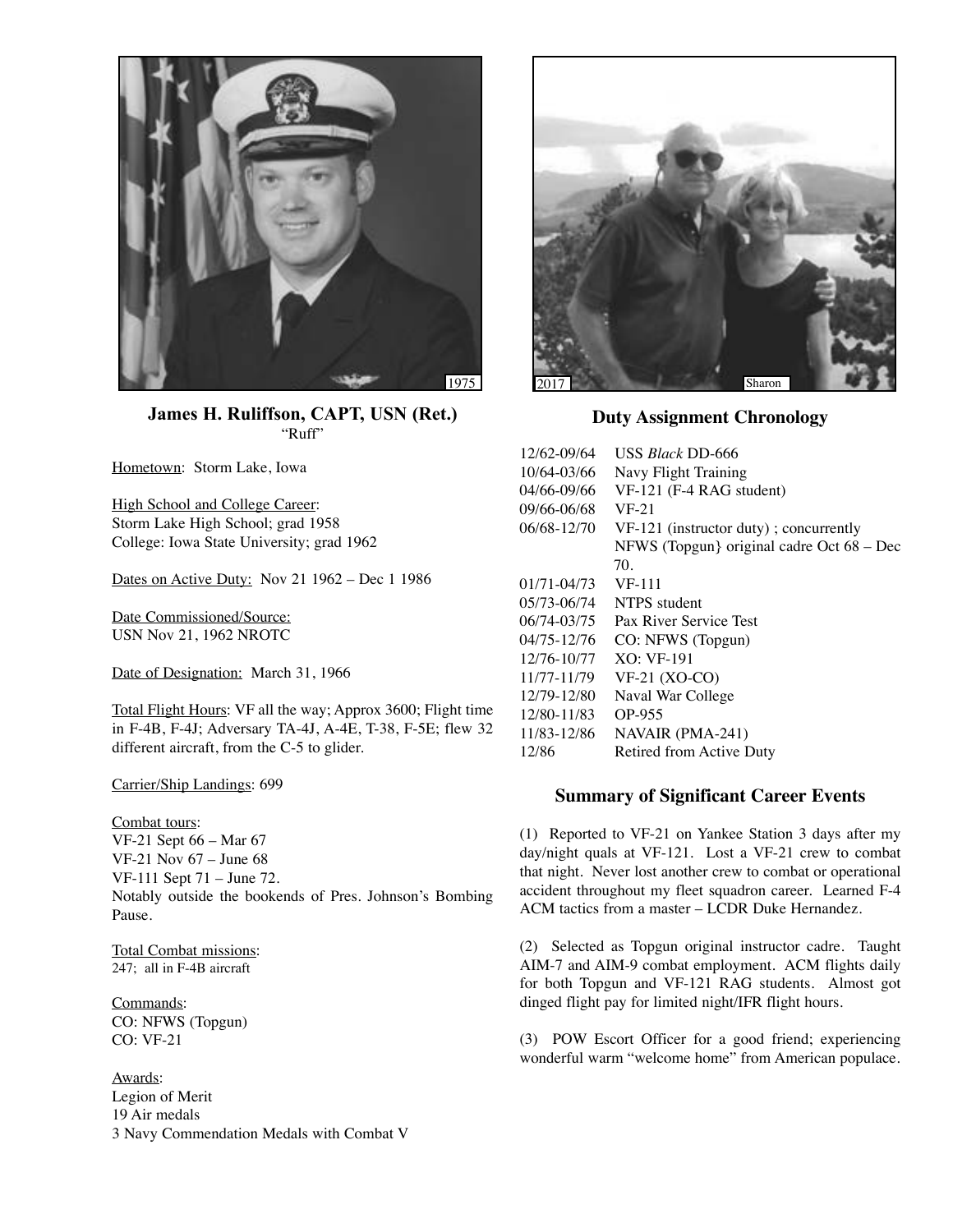1975

**James H. Ruliffson, CAPT, USN (Ret.)**
"Ruff"

Hometown: Storm Lake, Iowa

High School and College Career:
Storm Lake High School; grad 1958
College: Iowa State University; grad 1962

Dates on Active Duty: Nov 21 1962 – Dec 1 1986

Date Commissioned/Source:
USN Nov 21, 1962 NROTC

Date of Designation: March 31, 1966

Total Flight Hours: VF all the way; Approx 3600; Flight time in F-4B, F-4J; Adversary TA-4J, A-4E, T-38, F-5E; flew 32 different aircraft, from the C-5 to glider.

Carrier/Ship Landings: 699

Combat tours:
VF-21 Sept 66 – Mar 67
VF-21 Nov 67 – June 68
VF-111 Sept 71 – June 72.
Notably outside the bookends of Pres. Johnson's Bombing Pause.

Total Combat missions:
247; all in F-4B aircraft

Commands:
CO: NFWS (Topgun)
CO: VF-21

Awards:
Legion of Merit
19 Air medals
3 Navy Commendation Medals with Combat V

2017 Sharon

## Duty Assignment Chronology

| | |
|---|---|
| 12/62-09/64 | USS *Black* DD-666 |
| 10/64-03/66 | Navy Flight Training |
| 04/66-09/66 | VF-121 (F-4 RAG student) |
| 09/66-06/68 | VF-21 |
| 06/68-12/70 | VF-121 (instructor duty) ; concurrently NFWS (Topgun} original cadre Oct 68 – Dec 70. |
| 01/71-04/73 | VF-111 |
| 05/73-06/74 | NTPS student |
| 06/74-03/75 | Pax River Service Test |
| 04/75-12/76 | CO: NFWS (Topgun) |
| 12/76-10/77 | XO: VF-191 |
| 11/77-11/79 | VF-21 (XO-CO) |
| 12/79-12/80 | Naval War College |
| 12/80-11/83 | OP-955 |
| 11/83-12/86 | NAVAIR (PMA-241) |
| 12/86 | Retired from Active Duty |

## Summary of Significant Career Events

(1) Reported to VF-21 on Yankee Station 3 days after my day/night quals at VF-121. Lost a VF-21 crew to combat that night. Never lost another crew to combat or operational accident throughout my fleet squadron career. Learned F-4 ACM tactics from a master – LCDR Duke Hernandez.

(2) Selected as Topgun original instructor cadre. Taught AIM-7 and AIM-9 combat employment. ACM flights daily for both Topgun and VF-121 RAG students. Almost got dinged flight pay for limited night/IFR flight hours.

(3) POW Escort Officer for a good friend; experiencing wonderful warm "welcome home" from American populace.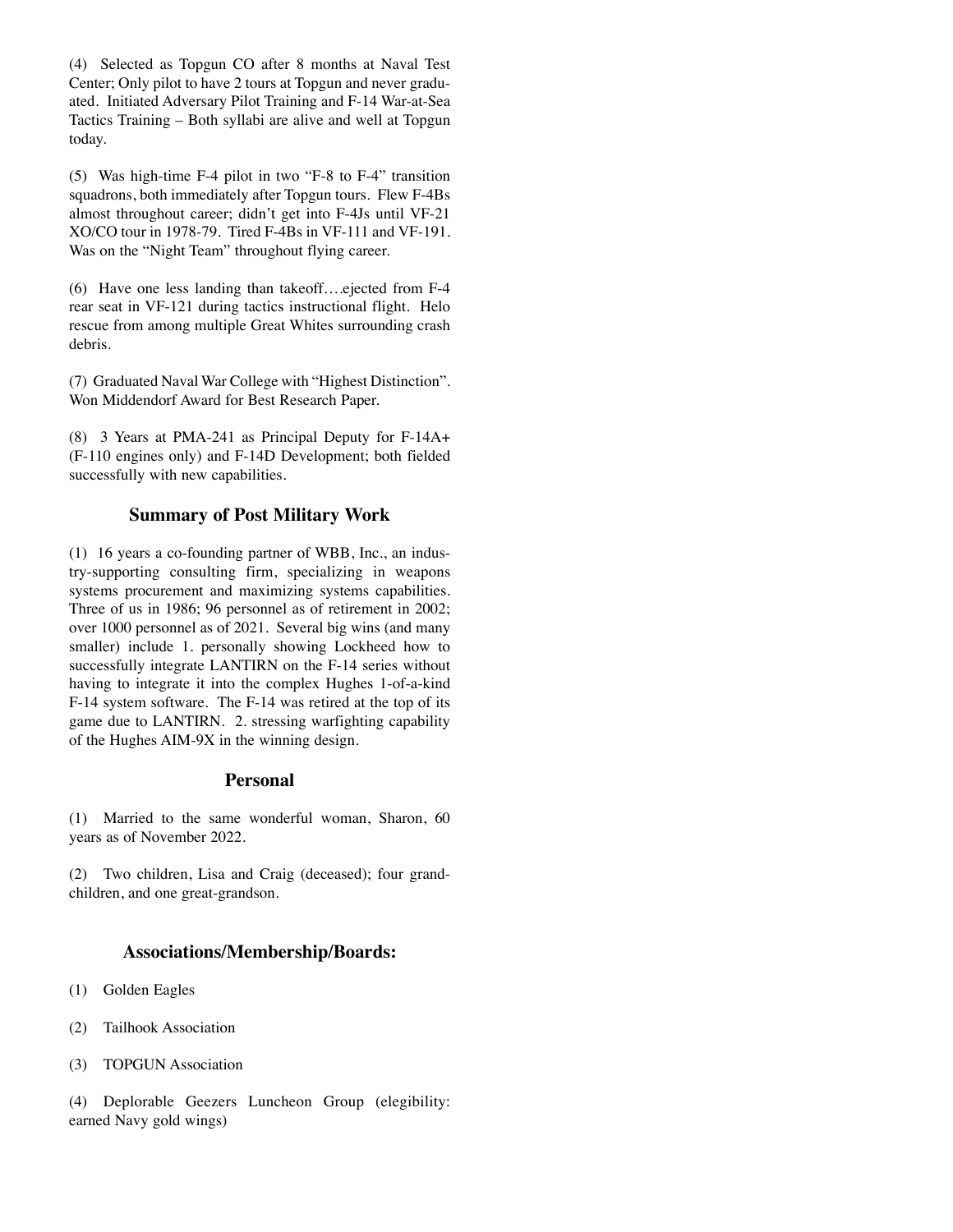(4) Selected as Topgun CO after 8 months at Naval Test Center; Only pilot to have 2 tours at Topgun and never graduated. Initiated Adversary Pilot Training and F-14 War-at-Sea Tactics Training – Both syllabi are alive and well at Topgun today.

(5) Was high-time F-4 pilot in two "F-8 to F-4" transition squadrons, both immediately after Topgun tours. Flew F-4Bs almost throughout career; didn't get into F-4Js until VF-21 XO/CO tour in 1978-79. Tired F-4Bs in VF-111 and VF-191. Was on the "Night Team" throughout flying career.

(6) Have one less landing than takeoff….ejected from F-4 rear seat in VF-121 during tactics instructional flight. Helo rescue from among multiple Great Whites surrounding crash debris.

(7) Graduated Naval War College with "Highest Distinction". Won Middendorf Award for Best Research Paper.

(8) 3 Years at PMA-241 as Principal Deputy for F-14A+ (F-110 engines only) and F-14D Development; both fielded successfully with new capabilities.

## Summary of Post Military Work

(1) 16 years a co-founding partner of WBB, Inc., an industry-supporting consulting firm, specializing in weapons systems procurement and maximizing systems capabilities. Three of us in 1986; 96 personnel as of retirement in 2002; over 1000 personnel as of 2021. Several big wins (and many smaller) include 1. personally showing Lockheed how to successfully integrate LANTIRN on the F-14 series without having to integrate it into the complex Hughes 1-of-a-kind F-14 system software. The F-14 was retired at the top of its game due to LANTIRN. 2. stressing warfighting capability of the Hughes AIM-9X in the winning design.

## Personal

(1) Married to the same wonderful woman, Sharon, 60 years as of November 2022.

(2) Two children, Lisa and Craig (deceased); four grandchildren, and one great-grandson.

## Associations/Membership/Boards:

(1) Golden Eagles

(2) Tailhook Association

(3) TOPGUN Association

(4) Deplorable Geezers Luncheon Group (elegibility: earned Navy gold wings)